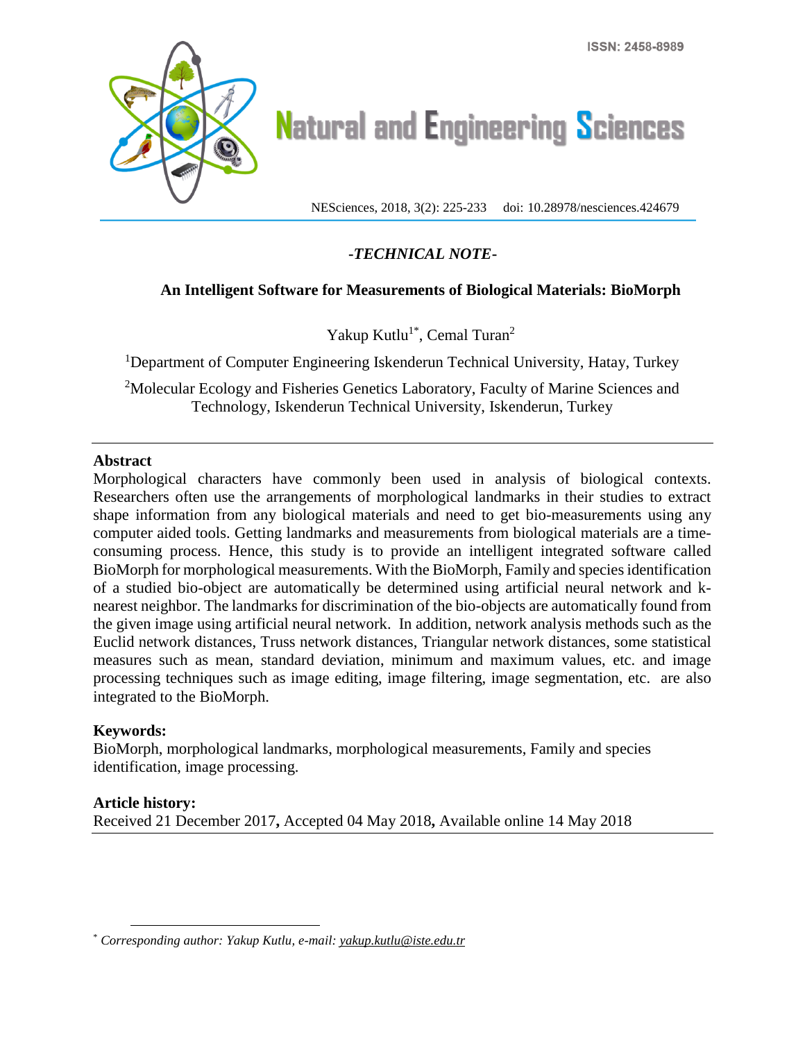-*TECHNICAL NOTE*-

# An Intelligent Software for Measurements of Biological Materials: BioMorph

Yakup Kutlu[1*], Cemal Turan[2]

[1]Department of Computer Engineering Iskenderun Technical University, Hatay, Turkey

[2]Molecular Ecology and Fisheries Genetics Laboratory, Faculty of Marine Sciences and Technology, Iskenderun Technical University, Iskenderun, Turkey

## Abstract

Morphological characters have commonly been used in analysis of biological contexts. Researchers often use the arrangements of morphological landmarks in their studies to extract shape information from any biological materials and need to get bio-measurements using any computer aided tools. Getting landmarks and measurements from biological materials are a time-consuming process. Hence, this study is to provide an intelligent integrated software called BioMorph for morphological measurements. With the BioMorph, Family and species identification of a studied bio-object are automatically be determined using artificial neural network and k-nearest neighbor. The landmarks for discrimination of the bio-objects are automatically found from the given image using artificial neural network. In addition, network analysis methods such as the Euclid network distances, Truss network distances, Triangular network distances, some statistical measures such as mean, standard deviation, minimum and maximum values, etc. and image processing techniques such as image editing, image filtering, image segmentation, etc. are also integrated to the BioMorph.

**Keywords:**
BioMorph, morphological landmarks, morphological measurements, Family and species identification, image processing.

**Article history:**
Received 21 December 2017**,** Accepted 04 May 2018**,** Available online 14 May 2018

[*] *Corresponding author: Yakup Kutlu, e-mail: yakup.kutlu@iste.edu.tr*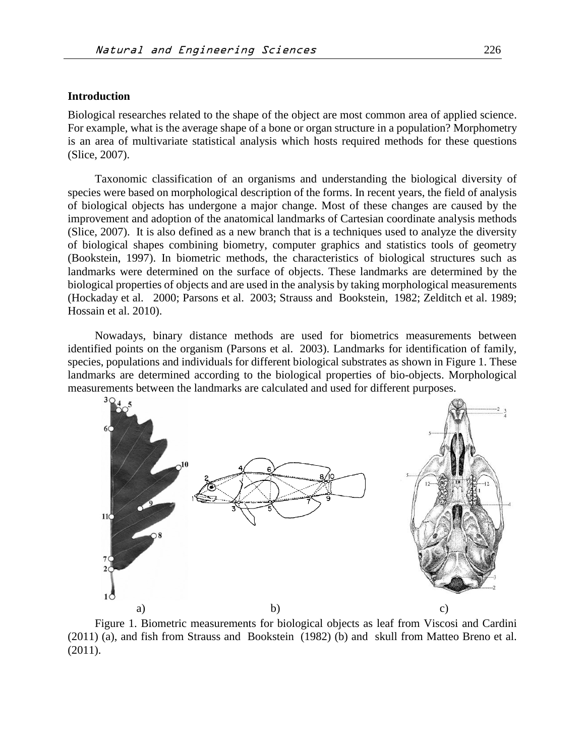### Introduction

Biological researches related to the shape of the object are most common area of applied science. For example, what is the average shape of a bone or organ structure in a population? Morphometry is an area of multivariate statistical analysis which hosts required methods for these questions (Slice, 2007).

Taxonomic classification of an organisms and understanding the biological diversity of species were based on morphological description of the forms. In recent years, the field of analysis of biological objects has undergone a major change. Most of these changes are caused by the improvement and adoption of the anatomical landmarks of Cartesian coordinate analysis methods (Slice, 2007). It is also defined as a new branch that is a techniques used to analyze the diversity of biological shapes combining biometry, computer graphics and statistics tools of geometry (Bookstein, 1997). In biometric methods, the characteristics of biological structures such as landmarks were determined on the surface of objects. These landmarks are determined by the biological properties of objects and are used in the analysis by taking morphological measurements (Hockaday et al. 2000; Parsons et al. 2003; Strauss and Bookstein, 1982; Zelditch et al. 1989; Hossain et al. 2010).

Nowadays, binary distance methods are used for biometrics measurements between identified points on the organism (Parsons et al. 2003). Landmarks for identification of family, species, populations and individuals for different biological substrates as shown in Figure 1. These landmarks are determined according to the biological properties of bio-objects. Morphological measurements between the landmarks are calculated and used for different purposes.

a) b) c)

Figure 1. Biometric measurements for biological objects as leaf from Viscosi and Cardini (2011) (a), and fish from Strauss and Bookstein (1982) (b) and skull from Matteo Breno et al. (2011).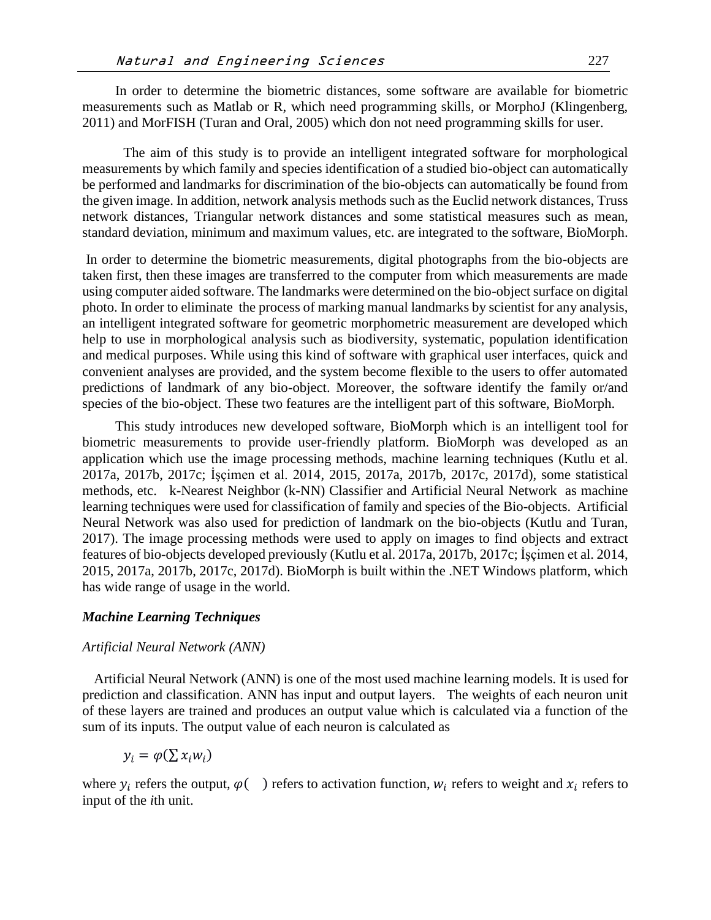In order to determine the biometric distances, some software are available for biometric measurements such as Matlab or R, which need programming skills, or MorphoJ (Klingenberg, 2011) and MorFISH (Turan and Oral, 2005) which don not need programming skills for user.

The aim of this study is to provide an intelligent integrated software for morphological measurements by which family and species identification of a studied bio-object can automatically be performed and landmarks for discrimination of the bio-objects can automatically be found from the given image. In addition, network analysis methods such as the Euclid network distances, Truss network distances, Triangular network distances and some statistical measures such as mean, standard deviation, minimum and maximum values, etc. are integrated to the software, BioMorph.

In order to determine the biometric measurements, digital photographs from the bio-objects are taken first, then these images are transferred to the computer from which measurements are made using computer aided software. The landmarks were determined on the bio-object surface on digital photo. In order to eliminate the process of marking manual landmarks by scientist for any analysis, an intelligent integrated software for geometric morphometric measurement are developed which help to use in morphological analysis such as biodiversity, systematic, population identification and medical purposes. While using this kind of software with graphical user interfaces, quick and convenient analyses are provided, and the system become flexible to the users to offer automated predictions of landmark of any bio-object. Moreover, the software identify the family or/and species of the bio-object. These two features are the intelligent part of this software, BioMorph.

This study introduces new developed software, BioMorph which is an intelligent tool for biometric measurements to provide user-friendly platform. BioMorph was developed as an application which use the image processing methods, machine learning techniques (Kutlu et al. 2017a, 2017b, 2017c; İşçimen et al. 2014, 2015, 2017a, 2017b, 2017c, 2017d), some statistical methods, etc. k-Nearest Neighbor (k-NN) Classifier and Artificial Neural Network as machine learning techniques were used for classification of family and species of the Bio-objects. Artificial Neural Network was also used for prediction of landmark on the bio-objects (Kutlu and Turan, 2017). The image processing methods were used to apply on images to find objects and extract features of bio-objects developed previously (Kutlu et al. 2017a, 2017b, 2017c; İşçimen et al. 2014, 2015, 2017a, 2017b, 2017c, 2017d). BioMorph is built within the .NET Windows platform, which has wide range of usage in the world.

### *Machine Learning Techniques*

#### *Artificial Neural Network (ANN)*

Artificial Neural Network (ANN) is one of the most used machine learning models. It is used for prediction and classification. ANN has input and output layers. The weights of each neuron unit of these layers are trained and produces an output value which is calculated via a function of the sum of its inputs. The output value of each neuron is calculated as

$$y_i = \varphi(\sum x_i w_i)$$

where $y_i$ refers the output, $\varphi(\;\;)$ refers to activation function, $w_i$ refers to weight and $x_i$ refers to input of the *i*th unit.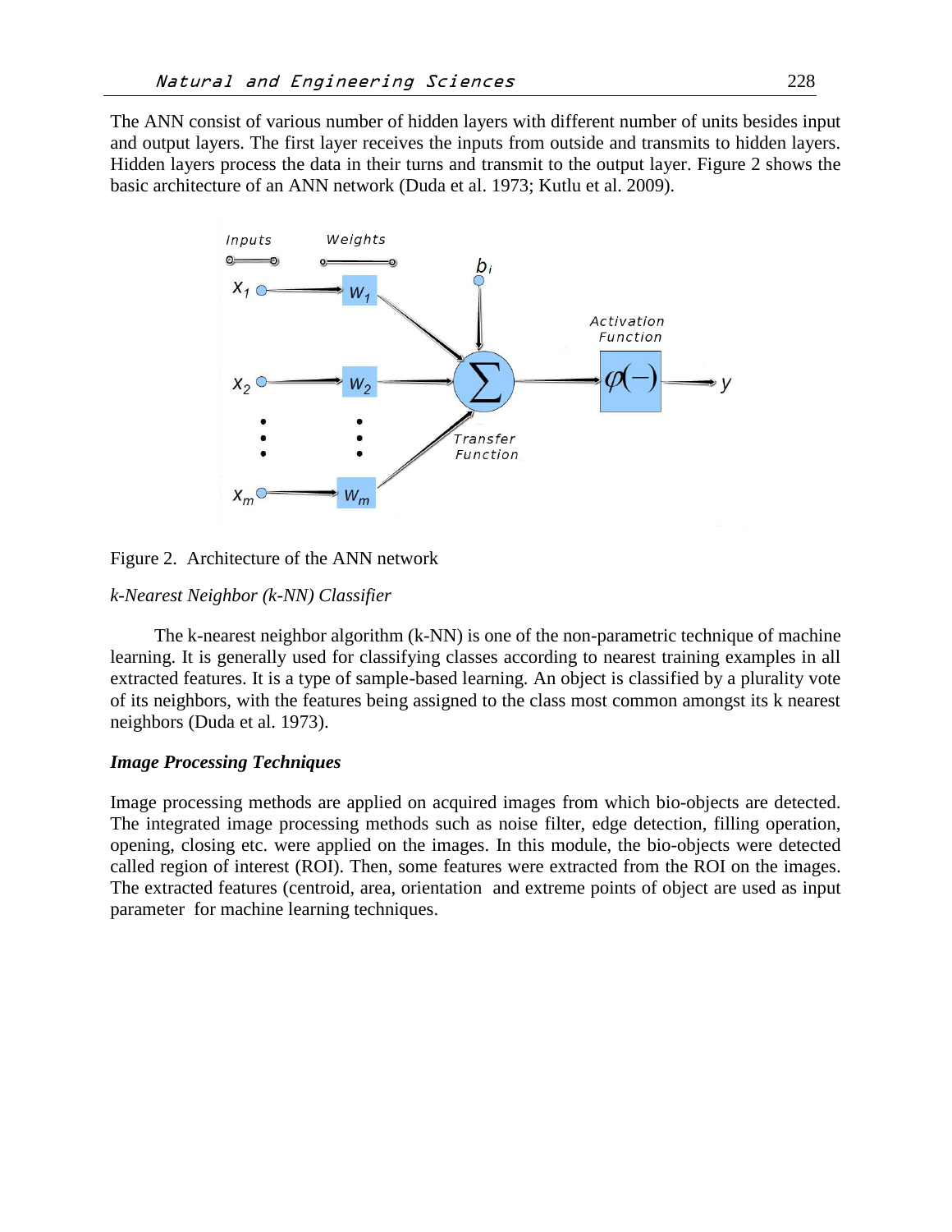The ANN consist of various number of hidden layers with different number of units besides input and output layers. The first layer receives the inputs from outside and transmits to hidden layers. Hidden layers process the data in their turns and transmit to the output layer. Figure 2 shows the basic architecture of an ANN network (Duda et al. 1973; Kutlu et al. 2009).

Figure 2. Architecture of the ANN network

*k-Nearest Neighbor (k-NN) Classifier*

The k-nearest neighbor algorithm (k-NN) is one of the non-parametric technique of machine learning. It is generally used for classifying classes according to nearest training examples in all extracted features. It is a type of sample-based learning. An object is classified by a plurality vote of its neighbors, with the features being assigned to the class most common amongst its k nearest neighbors (Duda et al. 1973).

***Image Processing Techniques***

Image processing methods are applied on acquired images from which bio-objects are detected. The integrated image processing methods such as noise filter, edge detection, filling operation, opening, closing etc. were applied on the images. In this module, the bio-objects were detected called region of interest (ROI). Then, some features were extracted from the ROI on the images. The extracted features (centroid, area, orientation and extreme points of object are used as input parameter for machine learning techniques.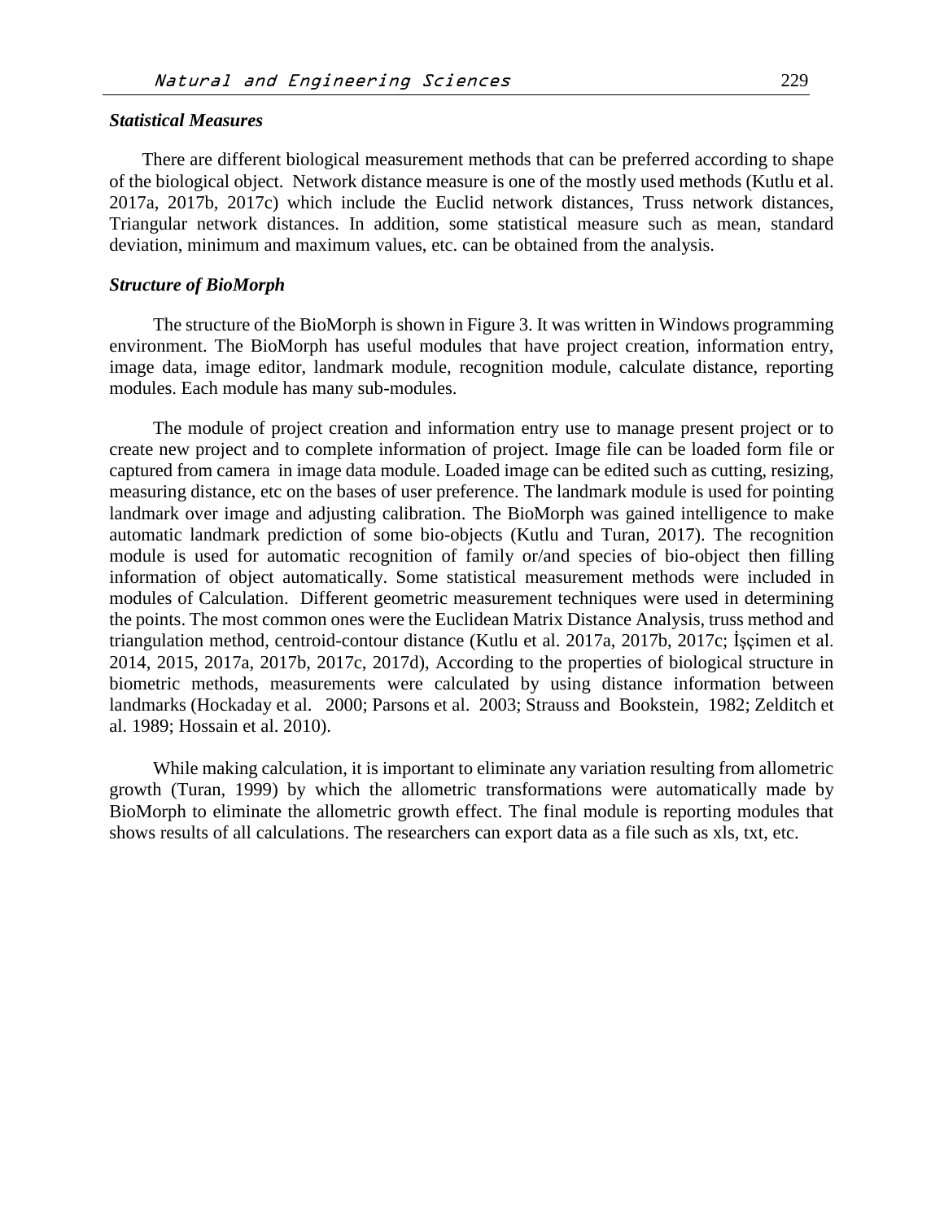### *Statistical Measures*

There are different biological measurement methods that can be preferred according to shape of the biological object. Network distance measure is one of the mostly used methods (Kutlu et al. 2017a, 2017b, 2017c) which include the Euclid network distances, Truss network distances, Triangular network distances. In addition, some statistical measure such as mean, standard deviation, minimum and maximum values, etc. can be obtained from the analysis.

### *Structure of BioMorph*

The structure of the BioMorph is shown in Figure 3. It was written in Windows programming environment. The BioMorph has useful modules that have project creation, information entry, image data, image editor, landmark module, recognition module, calculate distance, reporting modules. Each module has many sub-modules.

The module of project creation and information entry use to manage present project or to create new project and to complete information of project. Image file can be loaded form file or captured from camera in image data module. Loaded image can be edited such as cutting, resizing, measuring distance, etc on the bases of user preference. The landmark module is used for pointing landmark over image and adjusting calibration. The BioMorph was gained intelligence to make automatic landmark prediction of some bio-objects (Kutlu and Turan, 2017). The recognition module is used for automatic recognition of family or/and species of bio-object then filling information of object automatically. Some statistical measurement methods were included in modules of Calculation. Different geometric measurement techniques were used in determining the points. The most common ones were the Euclidean Matrix Distance Analysis, truss method and triangulation method, centroid-contour distance (Kutlu et al. 2017a, 2017b, 2017c; İşçimen et al. 2014, 2015, 2017a, 2017b, 2017c, 2017d), According to the properties of biological structure in biometric methods, measurements were calculated by using distance information between landmarks (Hockaday et al. 2000; Parsons et al. 2003; Strauss and Bookstein, 1982; Zelditch et al. 1989; Hossain et al. 2010).

While making calculation, it is important to eliminate any variation resulting from allometric growth (Turan, 1999) by which the allometric transformations were automatically made by BioMorph to eliminate the allometric growth effect. The final module is reporting modules that shows results of all calculations. The researchers can export data as a file such as xls, txt, etc.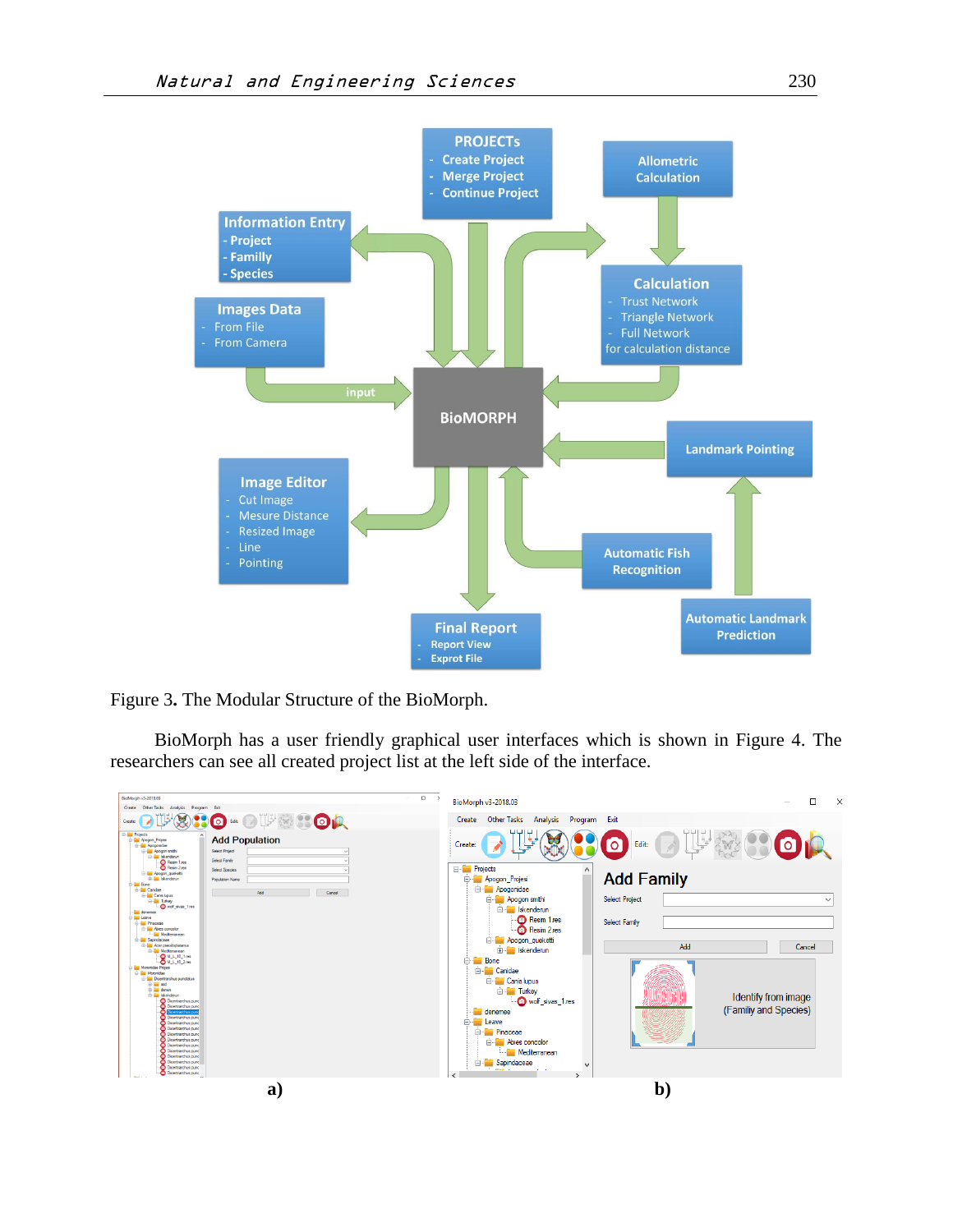Figure 3. The Modular Structure of the BioMorph.

BioMorph has a user friendly graphical user interfaces which is shown in Figure 4. The researchers can see all created project list at the left side of the interface.

a) b)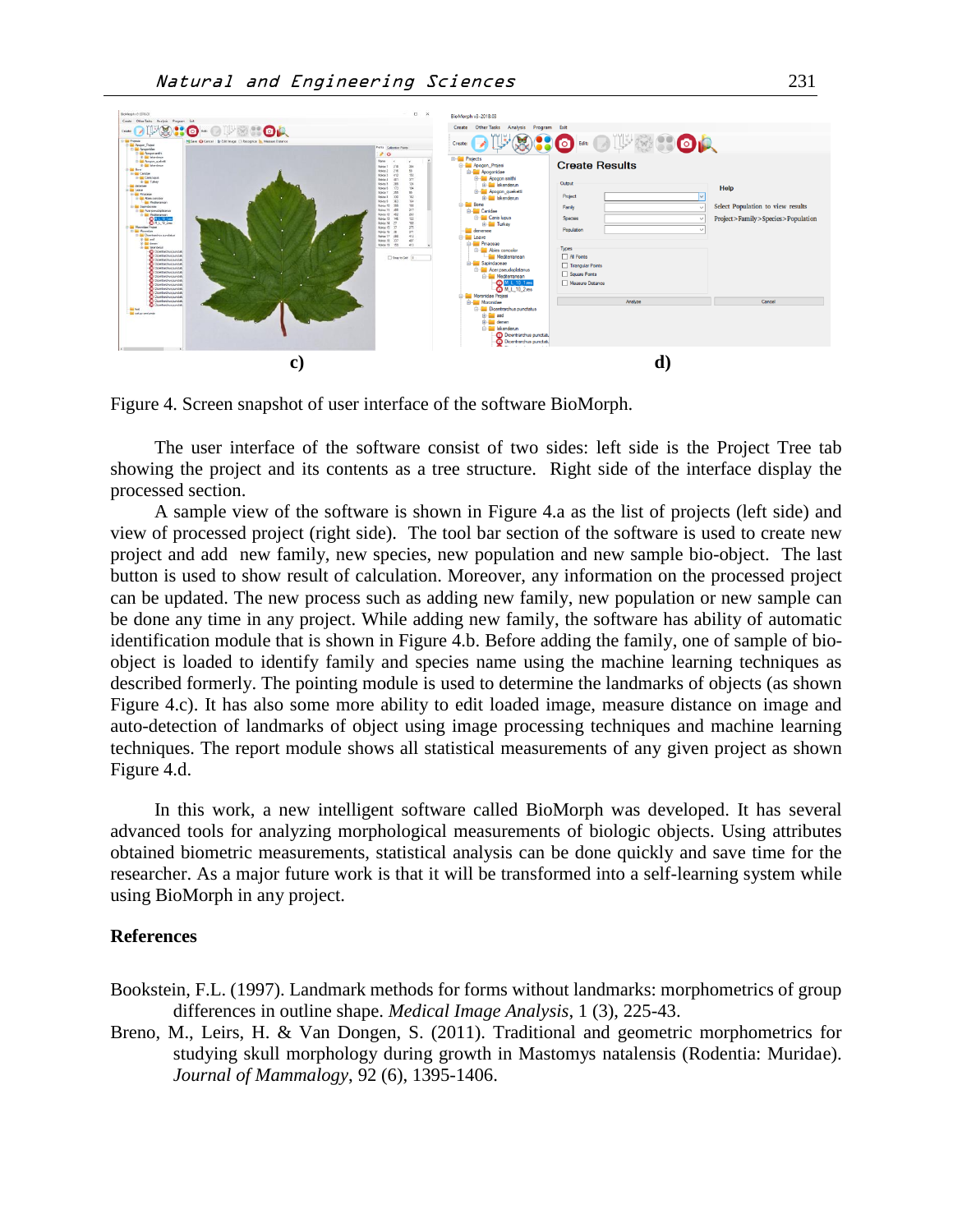c) d)

Figure 4. Screen snapshot of user interface of the software BioMorph.

The user interface of the software consist of two sides: left side is the Project Tree tab showing the project and its contents as a tree structure. Right side of the interface display the processed section.

A sample view of the software is shown in Figure 4.a as the list of projects (left side) and view of processed project (right side). The tool bar section of the software is used to create new project and add new family, new species, new population and new sample bio-object. The last button is used to show result of calculation. Moreover, any information on the processed project can be updated. The new process such as adding new family, new population or new sample can be done any time in any project. While adding new family, the software has ability of automatic identification module that is shown in Figure 4.b. Before adding the family, one of sample of bio-object is loaded to identify family and species name using the machine learning techniques as described formerly. The pointing module is used to determine the landmarks of objects (as shown Figure 4.c). It has also some more ability to edit loaded image, measure distance on image and auto-detection of landmarks of object using image processing techniques and machine learning techniques. The report module shows all statistical measurements of any given project as shown Figure 4.d.

In this work, a new intelligent software called BioMorph was developed. It has several advanced tools for analyzing morphological measurements of biologic objects. Using attributes obtained biometric measurements, statistical analysis can be done quickly and save time for the researcher. As a major future work is that it will be transformed into a self-learning system while using BioMorph in any project.

## References

Bookstein, F.L. (1997). Landmark methods for forms without landmarks: morphometrics of group differences in outline shape. *Medical Image Analysis*, 1 (3), 225-43.

Breno, M., Leirs, H. & Van Dongen, S. (2011). Traditional and geometric morphometrics for studying skull morphology during growth in Mastomys natalensis (Rodentia: Muridae). *Journal of Mammalogy*, 92 (6), 1395-1406.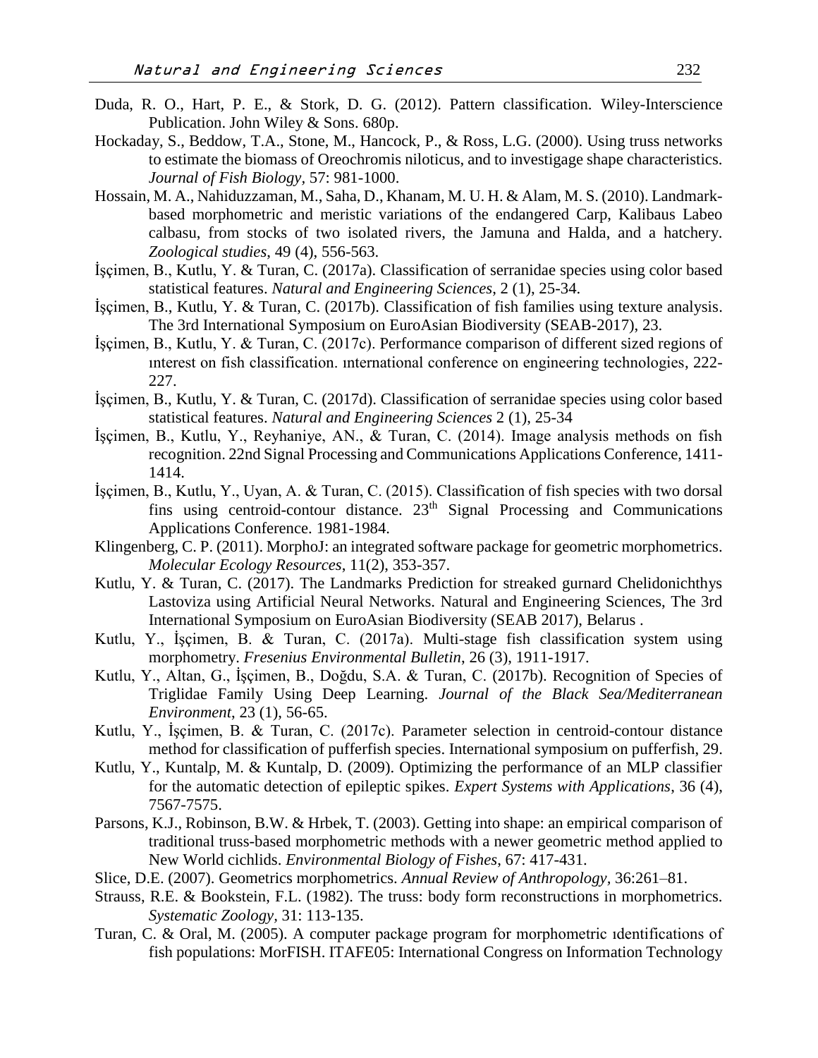Duda, R. O., Hart, P. E., & Stork, D. G. (2012). Pattern classification. Wiley-Interscience Publication. John Wiley & Sons. 680p.

Hockaday, S., Beddow, T.A., Stone, M., Hancock, P., & Ross, L.G. (2000). Using truss networks to estimate the biomass of Oreochromis niloticus, and to investigage shape characteristics. *Journal of Fish Biology*, 57: 981-1000.

Hossain, M. A., Nahiduzzaman, M., Saha, D., Khanam, M. U. H. & Alam, M. S. (2010). Landmark-based morphometric and meristic variations of the endangered Carp, Kalibaus Labeo calbasu, from stocks of two isolated rivers, the Jamuna and Halda, and a hatchery. *Zoological studies*, 49 (4), 556-563.

İşçimen, B., Kutlu, Y. & Turan, C. (2017a). Classification of serranidae species using color based statistical features. *Natural and Engineering Sciences*, 2 (1), 25-34.

İşçimen, B., Kutlu, Y. & Turan, C. (2017b). Classification of fish families using texture analysis. The 3rd International Symposium on EuroAsian Biodiversity (SEAB-2017), 23.

İşçimen, B., Kutlu, Y. & Turan, C. (2017c). Performance comparison of different sized regions of ınterest on fish classification. ınternational conference on engineering technologies, 222-227.

İşçimen, B., Kutlu, Y. & Turan, C. (2017d). Classification of serranidae species using color based statistical features. *Natural and Engineering Sciences* 2 (1), 25-34

İşçimen, B., Kutlu, Y., Reyhaniye, AN., & Turan, C. (2014). Image analysis methods on fish recognition. 22nd Signal Processing and Communications Applications Conference, 1411-1414.

İşçimen, B., Kutlu, Y., Uyan, A. & Turan, C. (2015). Classification of fish species with two dorsal fins using centroid-contour distance. 23th Signal Processing and Communications Applications Conference. 1981-1984.

Klingenberg, C. P. (2011). MorphoJ: an integrated software package for geometric morphometrics. *Molecular Ecology Resources*, 11(2), 353-357.

Kutlu, Y. & Turan, C. (2017). The Landmarks Prediction for streaked gurnard Chelidonichthys Lastoviza using Artificial Neural Networks. Natural and Engineering Sciences, The 3rd International Symposium on EuroAsian Biodiversity (SEAB 2017), Belarus .

Kutlu, Y., İşçimen, B. & Turan, C. (2017a). Multi-stage fish classification system using morphometry. *Fresenius Environmental Bulletin*, 26 (3), 1911-1917.

Kutlu, Y., Altan, G., İşçimen, B., Doğdu, S.A. & Turan, C. (2017b). Recognition of Species of Triglidae Family Using Deep Learning. *Journal of the Black Sea/Mediterranean Environment*, 23 (1), 56-65.

Kutlu, Y., İşçimen, B. & Turan, C. (2017c). Parameter selection in centroid-contour distance method for classification of pufferfish species. International symposium on pufferfish, 29.

Kutlu, Y., Kuntalp, M. & Kuntalp, D. (2009). Optimizing the performance of an MLP classifier for the automatic detection of epileptic spikes. *Expert Systems with Applications*, 36 (4), 7567-7575.

Parsons, K.J., Robinson, B.W. & Hrbek, T. (2003). Getting into shape: an empirical comparison of traditional truss-based morphometric methods with a newer geometric method applied to New World cichlids. *Environmental Biology of Fishes*, 67: 417-431.

Slice, D.E. (2007). Geometrics morphometrics. *Annual Review of Anthropology*, 36:261–81.

Strauss, R.E. & Bookstein, F.L. (1982). The truss: body form reconstructions in morphometrics. *Systematic Zoology*, 31: 113-135.

Turan, C. & Oral, M. (2005). A computer package program for morphometric ıdentifications of fish populations: MorFISH. ITAFE05: International Congress on Information Technology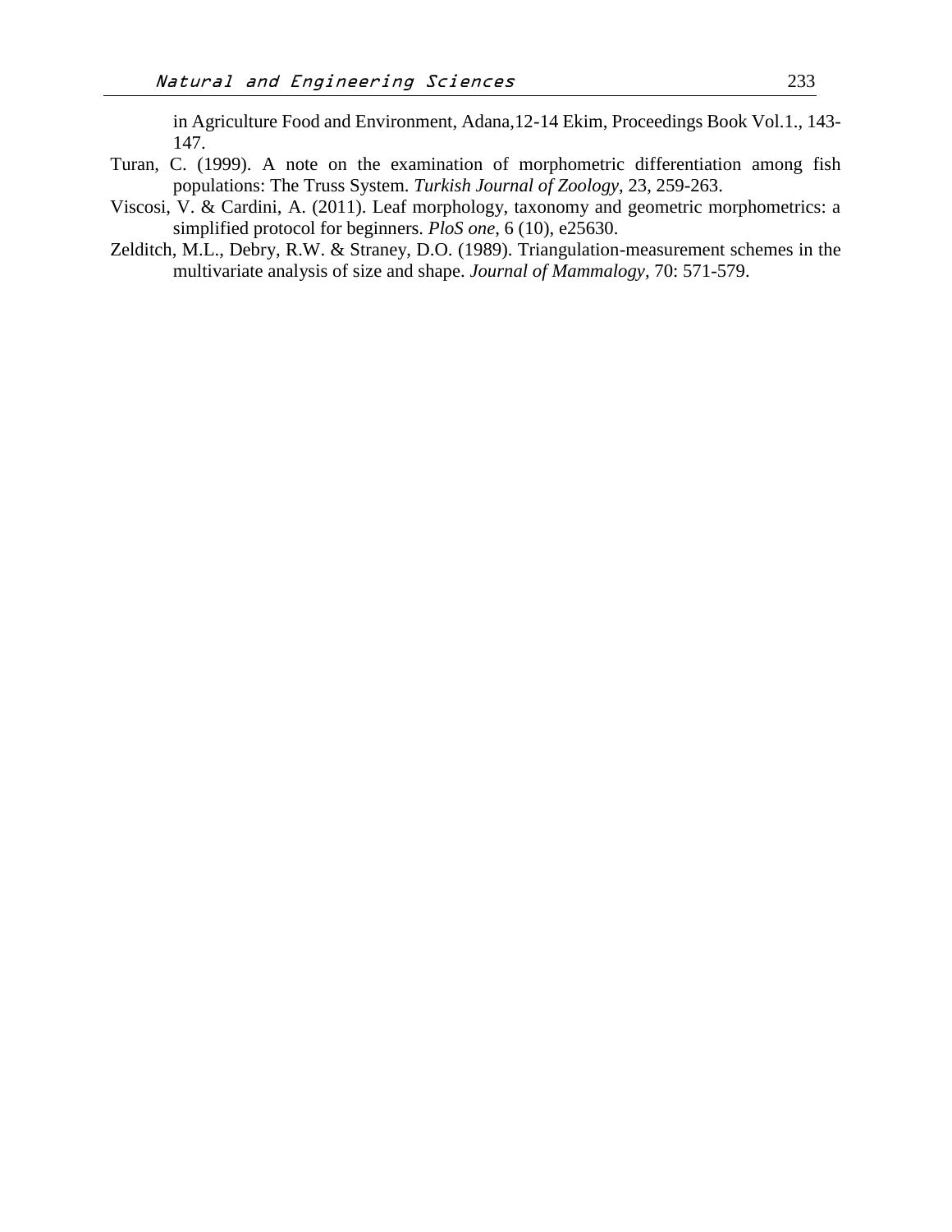in Agriculture Food and Environment, Adana,12-14 Ekim, Proceedings Book Vol.1., 143-147.

Turan, C. (1999). A note on the examination of morphometric differentiation among fish populations: The Truss System. *Turkish Journal of Zoology*, 23, 259-263.

Viscosi, V. & Cardini, A. (2011). Leaf morphology, taxonomy and geometric morphometrics: a simplified protocol for beginners. *PloS one*, 6 (10), e25630.

Zelditch, M.L., Debry, R.W. & Straney, D.O. (1989). Triangulation-measurement schemes in the multivariate analysis of size and shape. *Journal of Mammalogy*, 70: 571-579.